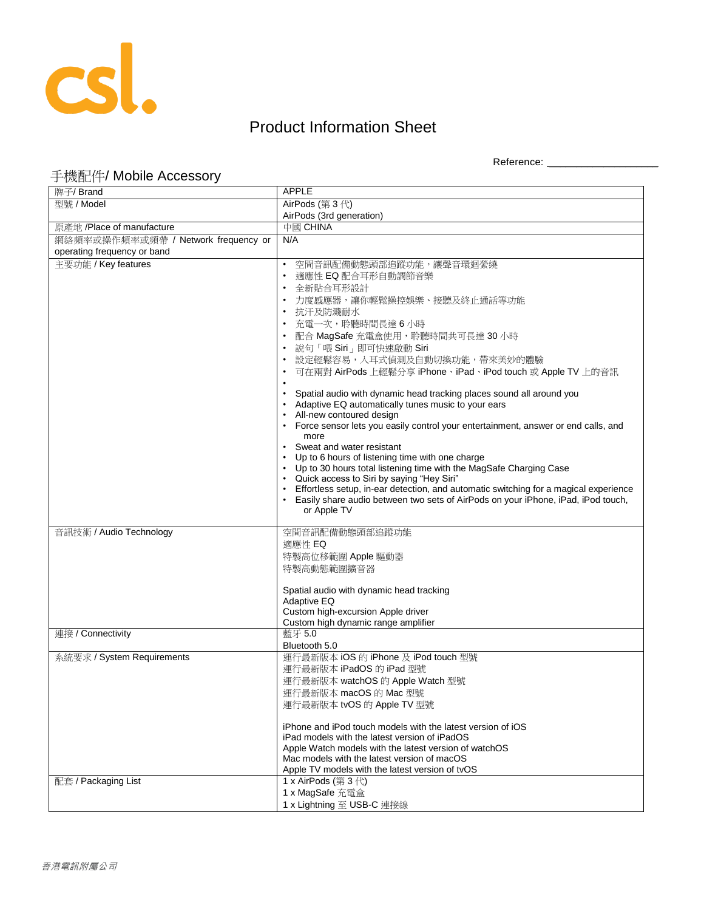csl.

# Product Information Sheet

Reference: ____________________

## 手機配件/ Mobile Accessory

| 牌子/ Brand | APPLE |
|---|---|
| 型號 / Model | AirPods (第 3 代)<br>AirPods (3rd generation) |
| 原產地 /Place of manufacture | 中國 CHINA |
| 網絡頻率或操作頻率或頻帶 / Network frequency or operating frequency or band | N/A |
| 主要功能 / Key features | • 空間音訊配備動態頭部追蹤功能，讓聲音環迴縈繞<br>• 適應性 EQ 配合耳形自動調節音樂<br>• 全新貼合耳形設計<br>• 力度感應器，讓你輕鬆操控娛樂、接聽及終止通話等功能<br>• 抗汗及防濺耐水<br>• 充電一次，聆聽時間長達 6 小時<br>• 配合 MagSafe 充電盒使用，聆聽時間共可長達 30 小時<br>• 說句「喂 Siri」即可快速啟動 Siri<br>• 設定輕鬆容易，入耳式偵測及自動切換功能，帶來美妙的體驗<br>• 可在兩對 AirPods 上輕鬆分享 iPhone、iPad、iPod touch 或 Apple TV 上的音訊<br>•<br>• Spatial audio with dynamic head tracking places sound all around you<br>• Adaptive EQ automatically tunes music to your ears<br>• All-new contoured design<br>• Force sensor lets you easily control your entertainment, answer or end calls, and more<br>• Sweat and water resistant<br>• Up to 6 hours of listening time with one charge<br>• Up to 30 hours total listening time with the MagSafe Charging Case<br>• Quick access to Siri by saying "Hey Siri"<br>• Effortless setup, in-ear detection, and automatic switching for a magical experience<br>• Easily share audio between two sets of AirPods on your iPhone, iPad, iPod touch, or Apple TV |
| 音訊技術 / Audio Technology | 空間音訊配備動態頭部追蹤功能<br>適應性 EQ<br>特製高位移範圍 Apple 驅動器<br>特製高動態範圍擴音器<br><br>Spatial audio with dynamic head tracking<br>Adaptive EQ<br>Custom high-excursion Apple driver<br>Custom high dynamic range amplifier |
| 連接 / Connectivity | 藍牙 5.0<br>Bluetooth 5.0 |
| 系統要求 / System Requirements | 運行最新版本 iOS 的 iPhone 及 iPod touch 型號<br>運行最新版本 iPadOS 的 iPad 型號<br>運行最新版本 watchOS 的 Apple Watch 型號<br>運行最新版本 macOS 的 Mac 型號<br>運行最新版本 tvOS 的 Apple TV 型號<br><br>iPhone and iPod touch models with the latest version of iOS<br>iPad models with the latest version of iPadOS<br>Apple Watch models with the latest version of watchOS<br>Mac models with the latest version of macOS<br>Apple TV models with the latest version of tvOS |
| 配套 / Packaging List | 1 x AirPods (第 3 代)<br>1 x MagSafe 充電盒<br>1 x Lightning 至 USB-C 連接線 |

*香港電訊附屬公司*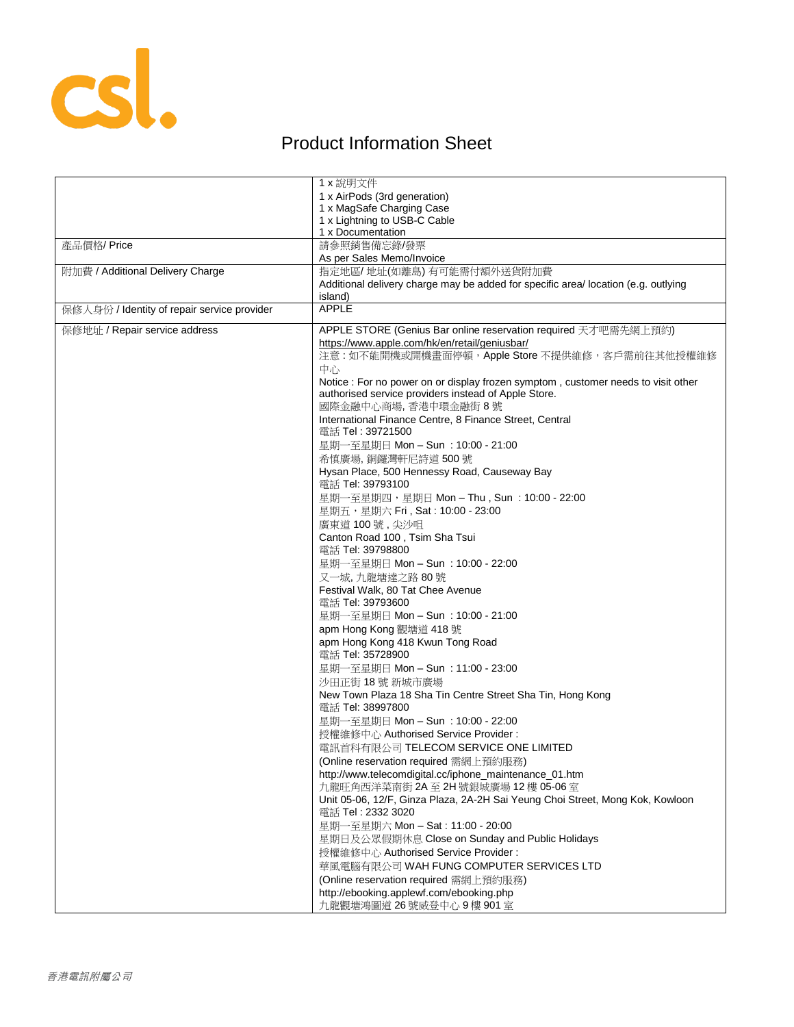# Product Information Sheet

| | |
|---|---|
| | 1 x 說明文件<br>1 x AirPods (3rd generation)<br>1 x MagSafe Charging Case<br>1 x Lightning to USB-C Cable<br>1 x Documentation |
| 產品價格/ Price | 請參照銷售備忘錄/發票<br>As per Sales Memo/Invoice |
| 附加費 / Additional Delivery Charge | 指定地區/ 地址(如離島) 有可能需付額外送貨附加費<br>Additional delivery charge may be added for specific area/ location (e.g. outlying island) |
| 保修人身份 / Identity of repair service provider | APPLE |
| 保修地址 / Repair service address | APPLE STORE (Genius Bar online reservation required 天才吧需先網上預約)<br>https://www.apple.com/hk/en/retail/geniusbar/<br>注意 : 如不能開機或開機畫面停頓，Apple Store 不提供維修，客戶需前往其他授權維修中心<br>Notice : For no power on or display frozen symptom , customer needs to visit other authorised service providers instead of Apple Store.<br>國際金融中心商場, 香港中環金融街 8 號<br>International Finance Centre, 8 Finance Street, Central<br>電話 Tel : 39721500<br>星期一至星期日 Mon – Sun : 10:00 - 21:00<br>希慎廣場, 銅鑼灣軒尼詩道 500 號<br>Hysan Place, 500 Hennessy Road, Causeway Bay<br>電話 Tel: 39793100<br>星期一至星期四，星期日 Mon – Thu , Sun : 10:00 - 22:00<br>星期五，星期六 Fri , Sat : 10:00 - 23:00<br>廣東道 100 號 , 尖沙咀<br>Canton Road 100 , Tsim Sha Tsui<br>電話 Tel: 39798800<br>星期一至星期日 Mon – Sun : 10:00 - 22:00<br>又一城, 九龍塘達之路 80 號<br>Festival Walk, 80 Tat Chee Avenue<br>電話 Tel: 39793600<br>星期一至星期日 Mon – Sun : 10:00 - 21:00<br>apm Hong Kong 觀塘道 418 號<br>apm Hong Kong 418 Kwun Tong Road<br>電話 Tel: 35728900<br>星期一至星期日 Mon – Sun : 11:00 - 23:00<br>沙田正街 18 號 新城市廣場<br>New Town Plaza 18 Sha Tin Centre Street Sha Tin, Hong Kong<br>電話 Tel: 38997800<br>星期一至星期日 Mon – Sun : 10:00 - 22:00<br>授權維修中心 Authorised Service Provider :<br>電訊首科有限公司 TELECOM SERVICE ONE LIMITED<br>(Online reservation required 需網上預約服務)<br>http://www.telecomdigital.cc/iphone_maintenance_01.htm<br>九龍旺角西洋菜南街 2A 至 2H 號銀城廣場 12 樓 05-06 室<br>Unit 05-06, 12/F, Ginza Plaza, 2A-2H Sai Yeung Choi Street, Mong Kok, Kowloon<br>電話 Tel : 2332 3020<br>星期一至星期六 Mon – Sat : 11:00 - 20:00<br>星期日及公眾假期休息 Close on Sunday and Public Holidays<br>授權維修中心 Authorised Service Provider :<br>華風電腦有限公司 WAH FUNG COMPUTER SERVICES LTD<br>(Online reservation required 需網上預約服務)<br>http://ebooking.applewf.com/ebooking.php<br>九龍觀塘鴻圖道 26 號威登中心 9 樓 901 室 |

*香港電訊附屬公司*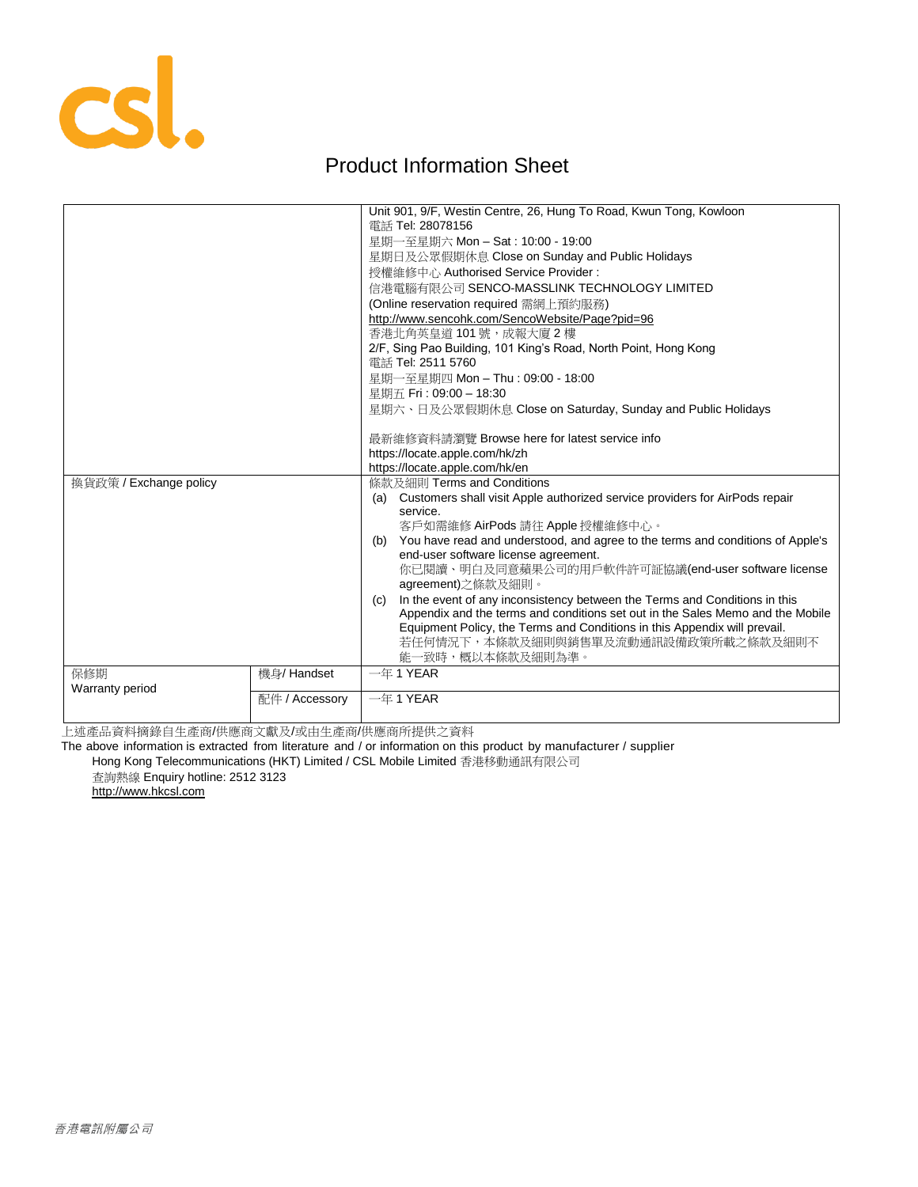# Product Information Sheet

| | | |
|---|---|---|
| | | Unit 901, 9/F, Westin Centre, 26, Hung To Road, Kwun Tong, Kowloon<br>電話 Tel: 28078156<br>星期一至星期六 Mon – Sat : 10:00 - 19:00<br>星期日及公眾假期休息 Close on Sunday and Public Holidays<br>授權維修中心 Authorised Service Provider :<br>信港電腦有限公司 SENCO-MASSLINK TECHNOLOGY LIMITED<br>(Online reservation required 需網上預約服務)<br>http://www.sencohk.com/SencoWebsite/Page?pid=96<br>香港北角英皇道 101 號，成報大廈 2 樓<br>2/F, Sing Pao Building, 101 King's Road, North Point, Hong Kong<br>電話 Tel: 2511 5760<br>星期一至星期四 Mon – Thu : 09:00 - 18:00<br>星期五 Fri : 09:00 – 18:30<br>星期六、日及公眾假期休息 Close on Saturday, Sunday and Public Holidays<br><br>最新維修資料請瀏覽 Browse here for latest service info<br>https://locate.apple.com/hk/zh<br>https://locate.apple.com/hk/en |
| 換貨政策 / Exchange policy | | 條款及細則 Terms and Conditions<br>(a) Customers shall visit Apple authorized service providers for AirPods repair service.<br>客戶如需維修 AirPods 請往 Apple 授權維修中心。<br>(b) You have read and understood, and agree to the terms and conditions of Apple's end-user software license agreement.<br>你已閱讀、明白及同意蘋果公司的用戶軟件許可証協議(end-user software license agreement)之條款及細則。<br>(c) In the event of any inconsistency between the Terms and Conditions in this Appendix and the terms and conditions set out in the Sales Memo and the Mobile Equipment Policy, the Terms and Conditions in this Appendix will prevail.<br>若任何情況下，本條款及細則與銷售單及流動通訊設備政策所載之條款及細則不能一致時，概以本條款及細則為準。 |
| 保修期<br>Warranty period | 機身/ Handset | 一年 1 YEAR |
| | 配件 / Accessory | 一年 1 YEAR |

上述產品資料摘錄自生產商/供應商文獻及/或由生產商/供應商所提供之資料

The above information is extracted from literature and / or information on this product by manufacturer / supplier

Hong Kong Telecommunications (HKT) Limited / CSL Mobile Limited 香港移動通訊有限公司

查詢熱線 Enquiry hotline: 2512 3123

http://www.hkcsl.com